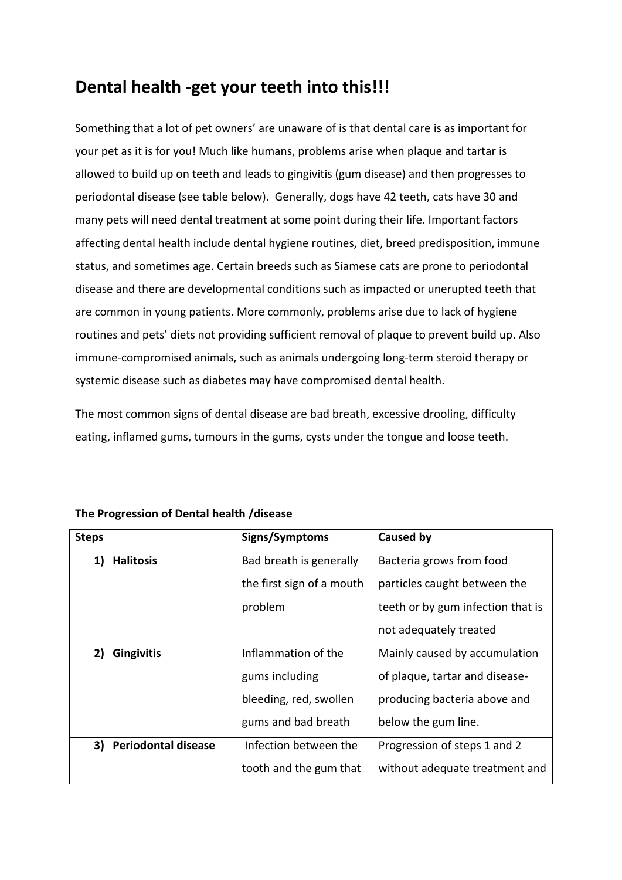# Dental health -get your teeth into this!!!

Something that a lot of pet owners' are unaware of is that dental care is as important for your pet as it is for you! Much like humans, problems arise when plaque and tartar is allowed to build up on teeth and leads to gingivitis (gum disease) and then progresses to periodontal disease (see table below). Generally, dogs have 42 teeth, cats have 30 and many pets will need dental treatment at some point during their life. Important factors affecting dental health include dental hygiene routines, diet, breed predisposition, immune status, and sometimes age. Certain breeds such as Siamese cats are prone to periodontal disease and there are developmental conditions such as impacted or unerupted teeth that are common in young patients. More commonly, problems arise due to lack of hygiene routines and pets' diets not providing sufficient removal of plaque to prevent build up. Also immune-compromised animals, such as animals undergoing long-term steroid therapy or systemic disease such as diabetes may have compromised dental health.

The most common signs of dental disease are bad breath, excessive drooling, difficulty eating, inflamed gums, tumours in the gums, cysts under the tongue and loose teeth.

**The Progression of Dental health /disease**

| Steps | Signs/Symptoms | Caused by |
|---|---|---|
| 1) **Halitosis** | Bad breath is generally the first sign of a mouth problem | Bacteria grows from food particles caught between the teeth or by gum infection that is not adequately treated |
| 2) **Gingivitis** | Inflammation of the gums including bleeding, red, swollen gums and bad breath | Mainly caused by accumulation of plaque, tartar and disease-producing bacteria above and below the gum line. |
| 3) **Periodontal disease** | Infection between the tooth and the gum that | Progression of steps 1 and 2 without adequate treatment and |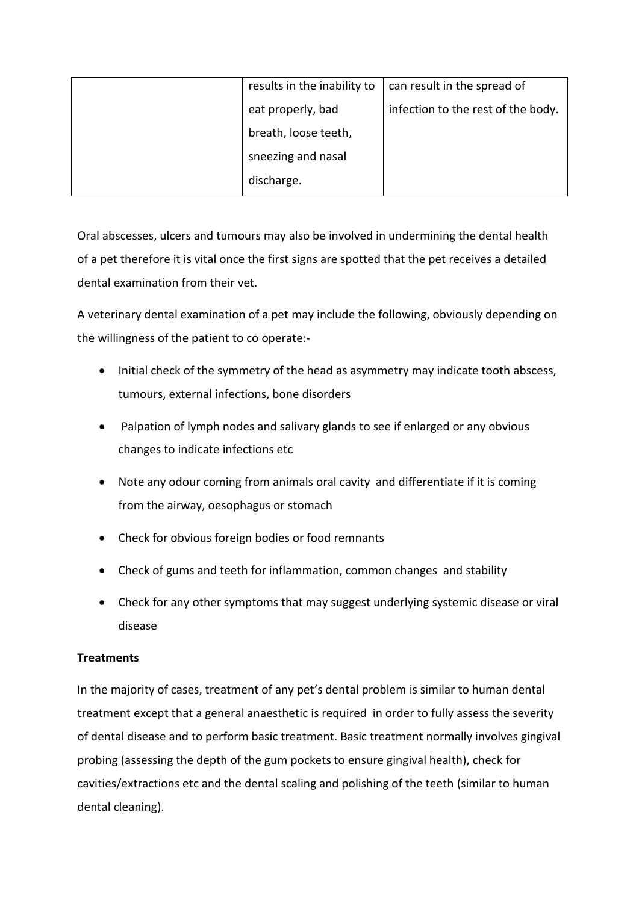|  | results in the inability to eat properly, bad breath, loose teeth, sneezing and nasal discharge. | can result in the spread of infection to the rest of the body. |
|---|---|---|

Oral abscesses, ulcers and tumours may also be involved in undermining the dental health of a pet therefore it is vital once the first signs are spotted that the pet receives a detailed dental examination from their vet.

A veterinary dental examination of a pet may include the following, obviously depending on the willingness of the patient to co operate:-

- Initial check of the symmetry of the head as asymmetry may indicate tooth abscess, tumours, external infections, bone disorders
- Palpation of lymph nodes and salivary glands to see if enlarged or any obvious changes to indicate infections etc
- Note any odour coming from animals oral cavity and differentiate if it is coming from the airway, oesophagus or stomach
- Check for obvious foreign bodies or food remnants
- Check of gums and teeth for inflammation, common changes and stability
- Check for any other symptoms that may suggest underlying systemic disease or viral disease

**Treatments**

In the majority of cases, treatment of any pet's dental problem is similar to human dental treatment except that a general anaesthetic is required in order to fully assess the severity of dental disease and to perform basic treatment. Basic treatment normally involves gingival probing (assessing the depth of the gum pockets to ensure gingival health), check for cavities/extractions etc and the dental scaling and polishing of the teeth (similar to human dental cleaning).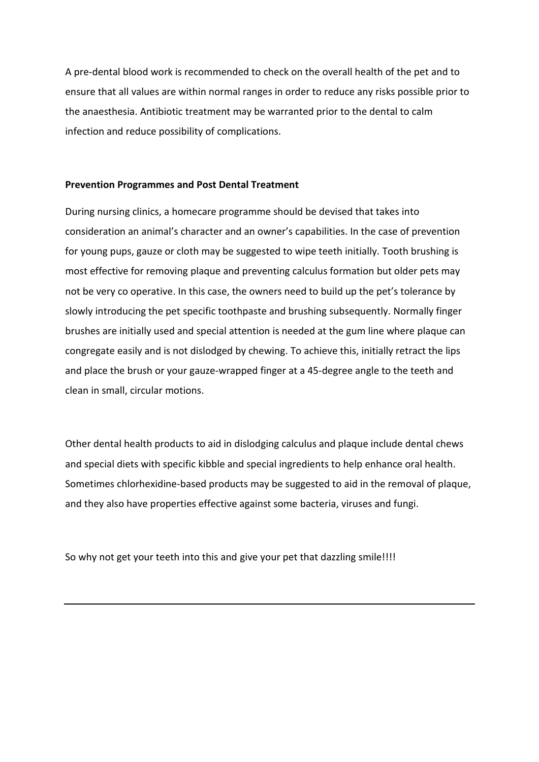A pre-dental blood work is recommended to check on the overall health of the pet and to ensure that all values are within normal ranges in order to reduce any risks possible prior to the anaesthesia. Antibiotic treatment may be warranted prior to the dental to calm infection and reduce possibility of complications.

**Prevention Programmes and Post Dental Treatment**

During nursing clinics, a homecare programme should be devised that takes into consideration an animal's character and an owner's capabilities. In the case of prevention for young pups, gauze or cloth may be suggested to wipe teeth initially. Tooth brushing is most effective for removing plaque and preventing calculus formation but older pets may not be very co operative. In this case, the owners need to build up the pet's tolerance by slowly introducing the pet specific toothpaste and brushing subsequently. Normally finger brushes are initially used and special attention is needed at the gum line where plaque can congregate easily and is not dislodged by chewing. To achieve this, initially retract the lips and place the brush or your gauze-wrapped finger at a 45-degree angle to the teeth and clean in small, circular motions.

Other dental health products to aid in dislodging calculus and plaque include dental chews and special diets with specific kibble and special ingredients to help enhance oral health. Sometimes chlorhexidine-based products may be suggested to aid in the removal of plaque, and they also have properties effective against some bacteria, viruses and fungi.

So why not get your teeth into this and give your pet that dazzling smile!!!!

---